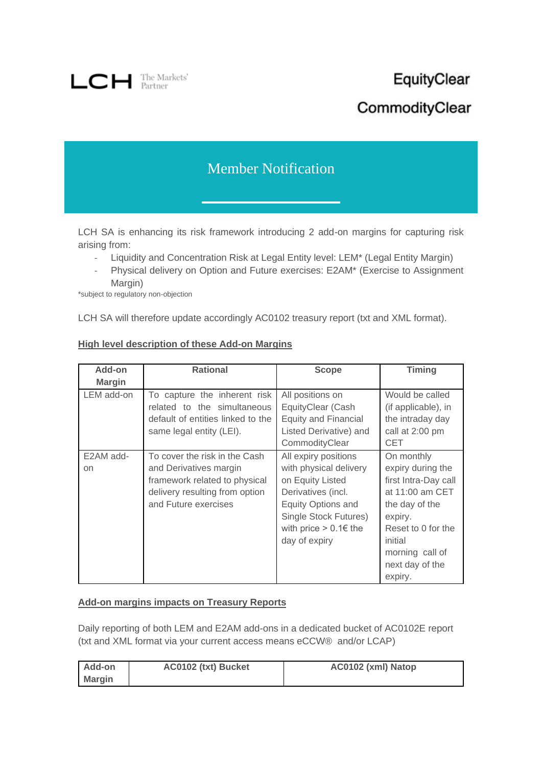LCH The Markets' Partner

EquityClear

CommodityClear

# Member Notification

LCH SA is enhancing its risk framework introducing 2 add-on margins for capturing risk arising from:

- Liquidity and Concentration Risk at Legal Entity level: LEM* (Legal Entity Margin)
- Physical delivery on Option and Future exercises: E2AM* (Exercise to Assignment Margin)

*subject to regulatory non-objection

LCH SA will therefore update accordingly AC0102 treasury report (txt and XML format).

**High level description of these Add-on Margins**

| Add-on Margin | Rational | Scope | Timing |
|---|---|---|---|
| LEM add-on | To capture the inherent risk related to the simultaneous default of entities linked to the same legal entity (LEI). | All positions on EquityClear (Cash Equity and Financial Listed Derivative) and CommodityClear | Would be called (if applicable), in the intraday day call at 2:00 pm CET |
| E2AM add-on | To cover the risk in the Cash and Derivatives margin framework related to physical delivery resulting from option and Future exercises | All expiry positions with physical delivery on Equity Listed Derivatives (incl. Equity Options and Single Stock Futures) with price > 0.1€ the day of expiry | On monthly expiry during the first Intra-Day call at 11:00 am CET the day of the expiry. Reset to 0 for the initial morning call of next day of the expiry. |

**Add-on margins impacts on Treasury Reports**

Daily reporting of both LEM and E2AM add-ons in a dedicated bucket of AC0102E report (txt and XML format via your current access means eCCW® and/or LCAP)

| Add-on Margin | AC0102 (txt) Bucket | AC0102 (xml) Natop |
|---|---|---|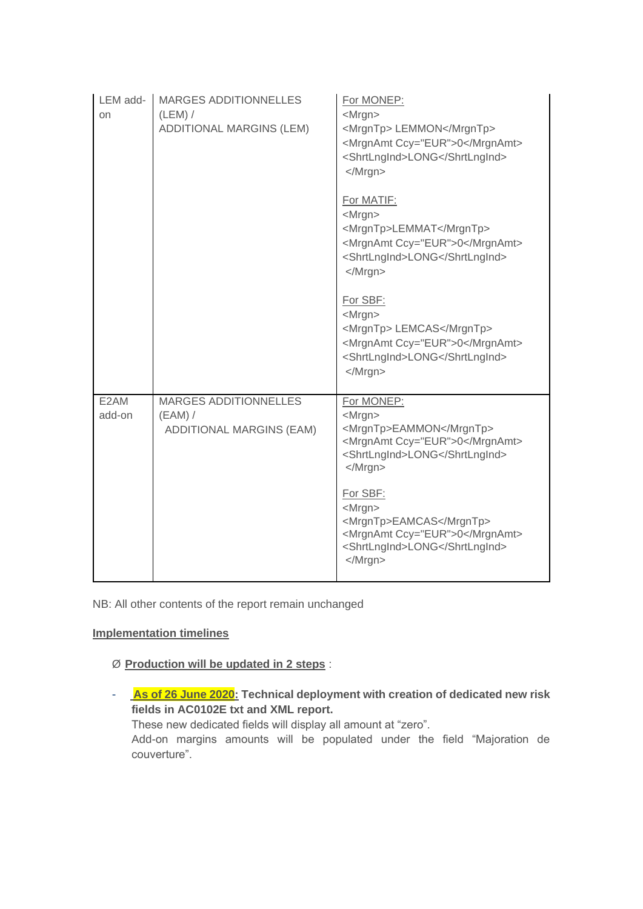| | | |
|---|---|---|
| LEM add-on | MARGES ADDITIONNELLES (LEM) / ADDITIONAL MARGINS (LEM) | For MONEP:<br>`<Mrgn>`<br>`<MrgnTp> LEMMON</MrgnTp>`<br>`<MrgnAmt Ccy="EUR">0</MrgnAmt>`<br>`<ShrtLngInd>LONG</ShrtLngInd>`<br>`</Mrgn>`<br><br>For MATIF:<br>`<Mrgn>`<br>`<MrgnTp>LEMMAT</MrgnTp>`<br>`<MrgnAmt Ccy="EUR">0</MrgnAmt>`<br>`<ShrtLngInd>LONG</ShrtLngInd>`<br>`</Mrgn>`<br><br>For SBF:<br>`<Mrgn>`<br>`<MrgnTp> LEMCAS</MrgnTp>`<br>`<MrgnAmt Ccy="EUR">0</MrgnAmt>`<br>`<ShrtLngInd>LONG</ShrtLngInd>`<br>`</Mrgn>` |
| E2AM add-on | MARGES ADDITIONNELLES (EAM) / ADDITIONAL MARGINS (EAM) | For MONEP:<br>`<Mrgn>`<br>`<MrgnTp>EAMMON</MrgnTp>`<br>`<MrgnAmt Ccy="EUR">0</MrgnAmt>`<br>`<ShrtLngInd>LONG</ShrtLngInd>`<br>`</Mrgn>`<br><br>For SBF:<br>`<Mrgn>`<br>`<MrgnTp>EAMCAS</MrgnTp>`<br>`<MrgnAmt Ccy="EUR">0</MrgnAmt>`<br>`<ShrtLngInd>LONG</ShrtLngInd>`<br>`</Mrgn>` |

NB: All other contents of the report remain unchanged

**Implementation timelines**

- **Production will be updated in 2 steps** :

- **As of 26 June 2020: Technical deployment with creation of dedicated new risk fields in AC0102E txt and XML report.**
  These new dedicated fields will display all amount at "zero".
  Add-on margins amounts will be populated under the field "Majoration de couverture".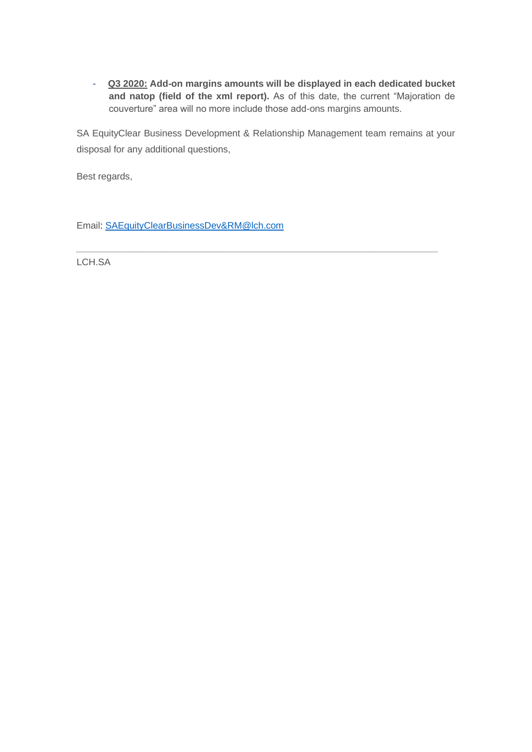- <u>**Q3 2020:**</u> **Add-on margins amounts will be displayed in each dedicated bucket and natop (field of the xml report).** As of this date, the current “Majoration de couverture” area will no more include those add-ons margins amounts.

SA EquityClear Business Development & Relationship Management team remains at your disposal for any additional questions,

Best regards,

Email: [SAEquityClearBusinessDev&RM@lch.com](mailto:SAEquityClearBusinessDev&RM@lch.com)

---

LCH.SA